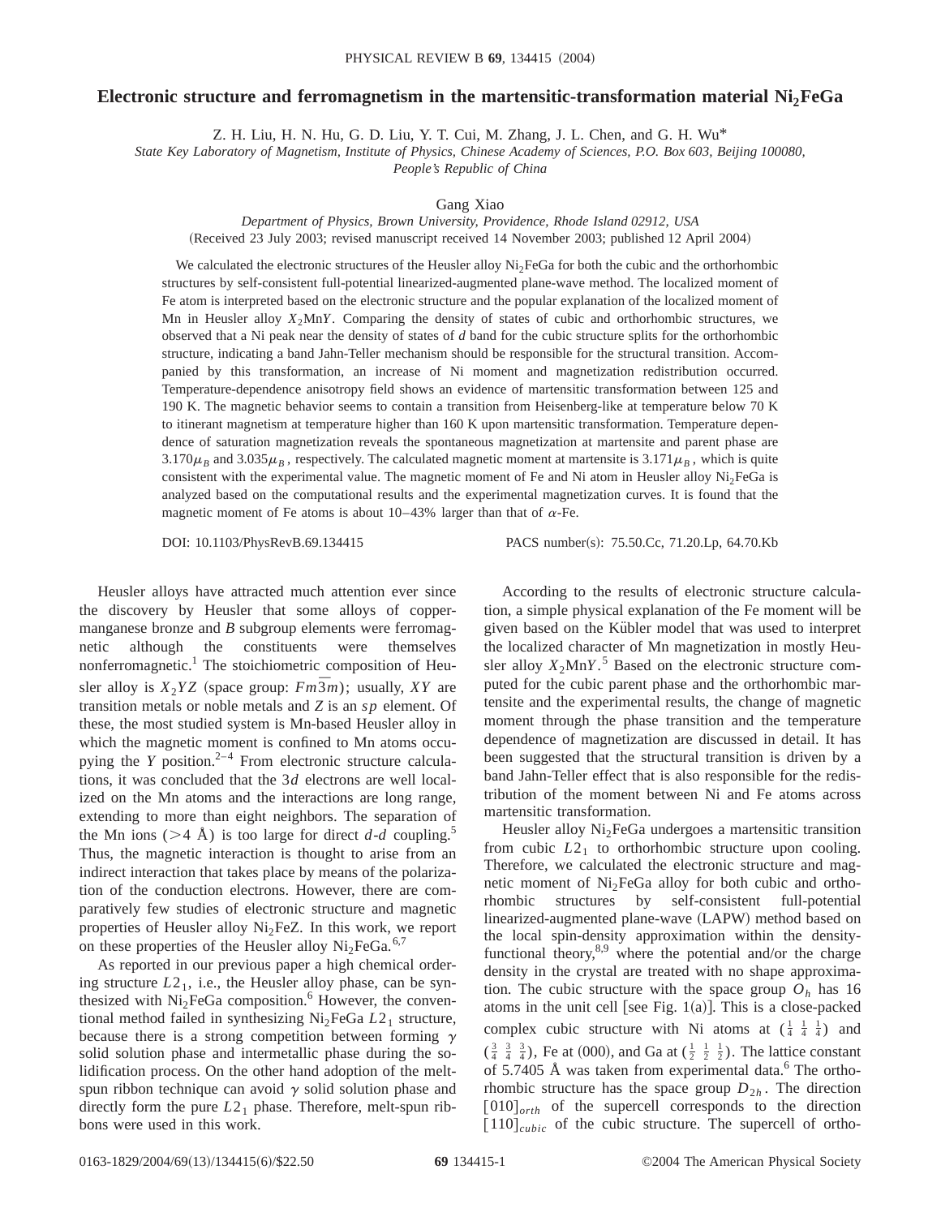# Electronic structure and ferromagnetism in the martensitic-transformation material $Ni_2FeGa$

Z. H. Liu, H. N. Hu, G. D. Liu, Y. T. Cui, M. Zhang, J. L. Chen, and G. H. Wu*

*State Key Laboratory of Magnetism, Institute of Physics, Chinese Academy of Sciences, P.O. Box 603, Beijing 100080, People's Republic of China*

Gang Xiao

*Department of Physics, Brown University, Providence, Rhode Island 02912, USA*

(Received 23 July 2003; revised manuscript received 14 November 2003; published 12 April 2004)

We calculated the electronic structures of the Heusler alloy $Ni_2FeGa$ for both the cubic and the orthorhombic structures by self-consistent full-potential linearized-augmented plane-wave method. The localized moment of Fe atom is interpreted based on the electronic structure and the popular explanation of the localized moment of Mn in Heusler alloy $X_2MnY$. Comparing the density of states of cubic and orthorhombic structures, we observed that a Ni peak near the density of states of $d$ band for the cubic structure splits for the orthorhombic structure, indicating a band Jahn-Teller mechanism should be responsible for the structural transition. Accompanied by this transformation, an increase of Ni moment and magnetization redistribution occurred. Temperature-dependence anisotropy field shows an evidence of martensitic transformation between 125 and 190 K. The magnetic behavior seems to contain a transition from Heisenberg-like at temperature below 70 K to itinerant magnetism at temperature higher than 160 K upon martensitic transformation. Temperature dependence of saturation magnetization reveals the spontaneous magnetization at martensite and parent phase are $3.170\mu_B$ and $3.035\mu_B$, respectively. The calculated magnetic moment at martensite is $3.171\mu_B$, which is quite consistent with the experimental value. The magnetic moment of Fe and Ni atom in Heusler alloy $Ni_2FeGa$ is analyzed based on the computational results and the experimental magnetization curves. It is found that the magnetic moment of Fe atoms is about 10–43% larger than that of $\alpha$-Fe.

DOI: 10.1103/PhysRevB.69.134415 PACS number(s): 75.50.Cc, 71.20.Lp, 64.70.Kb

Heusler alloys have attracted much attention ever since the discovery by Heusler that some alloys of copper-manganese bronze and $B$ subgroup elements were ferromagnetic although the constituents were themselves nonferromagnetic.[1] The stoichiometric composition of Heusler alloy is $X_2YZ$ (space group: $Fm\bar{3}m$); usually, $XY$ are transition metals or noble metals and $Z$ is an $sp$ element. Of these, the most studied system is Mn-based Heusler alloy in which the magnetic moment is confined to Mn atoms occupying the $Y$ position.[2–4] From electronic structure calculations, it was concluded that the $3d$ electrons are well localized on the Mn atoms and the interactions are long range, extending to more than eight neighbors. The separation of the Mn ions ($>4$ Å) is too large for direct $d$-$d$ coupling.[5] Thus, the magnetic interaction is thought to arise from an indirect interaction that takes place by means of the polarization of the conduction electrons. However, there are comparatively few studies of electronic structure and magnetic properties of Heusler alloy $Ni_2FeZ$. In this work, we report on these properties of the Heusler alloy $Ni_2FeGa$.[6,7]

As reported in our previous paper a high chemical ordering structure $L2_1$, i.e., the Heusler alloy phase, can be synthesized with $Ni_2FeGa$ composition.[6] However, the conventional method failed in synthesizing $Ni_2FeGa$ $L2_1$ structure, because there is a strong competition between forming $\gamma$ solid solution phase and intermetallic phase during the solidification process. On the other hand adoption of the melt-spun ribbon technique can avoid $\gamma$ solid solution phase and directly form the pure $L2_1$ phase. Therefore, melt-spun ribbons were used in this work.

According to the results of electronic structure calculation, a simple physical explanation of the Fe moment will be given based on the Kübler model that was used to interpret the localized character of Mn magnetization in mostly Heusler alloy $X_2MnY$.[5] Based on the electronic structure computed for the cubic parent phase and the orthorhombic martensite and the experimental results, the change of magnetic moment through the phase transition and the temperature dependence of magnetization are discussed in detail. It has been suggested that the structural transition is driven by a band Jahn-Teller effect that is also responsible for the redistribution of the moment between Ni and Fe atoms across martensitic transformation.

Heusler alloy $Ni_2FeGa$ undergoes a martensitic transition from cubic $L2_1$ to orthorhombic structure upon cooling. Therefore, we calculated the electronic structure and magnetic moment of $Ni_2FeGa$ alloy for both cubic and orthorhombic structures by self-consistent full-potential linearized-augmented plane-wave (LAPW) method based on the local spin-density approximation within the density-functional theory,[8,9] where the potential and/or the charge density in the crystal are treated with no shape approximation. The cubic structure with the space group $O_h$ has 16 atoms in the unit cell [see Fig. 1(a)]. This is a close-packed complex cubic structure with Ni atoms at $(\frac{1}{4}\ \frac{1}{4}\ \frac{1}{4})$ and $(\frac{3}{4}\ \frac{3}{4}\ \frac{3}{4})$, Fe at (000), and Ga at $(\frac{1}{2}\ \frac{1}{2}\ \frac{1}{2})$. The lattice constant of 5.7405 Å was taken from experimental data.[6] The orthorhombic structure has the space group $D_{2h}$. The direction $[010]_{orth}$ of the supercell corresponds to the direction $[110]_{cubic}$ of the cubic structure. The supercell of ortho-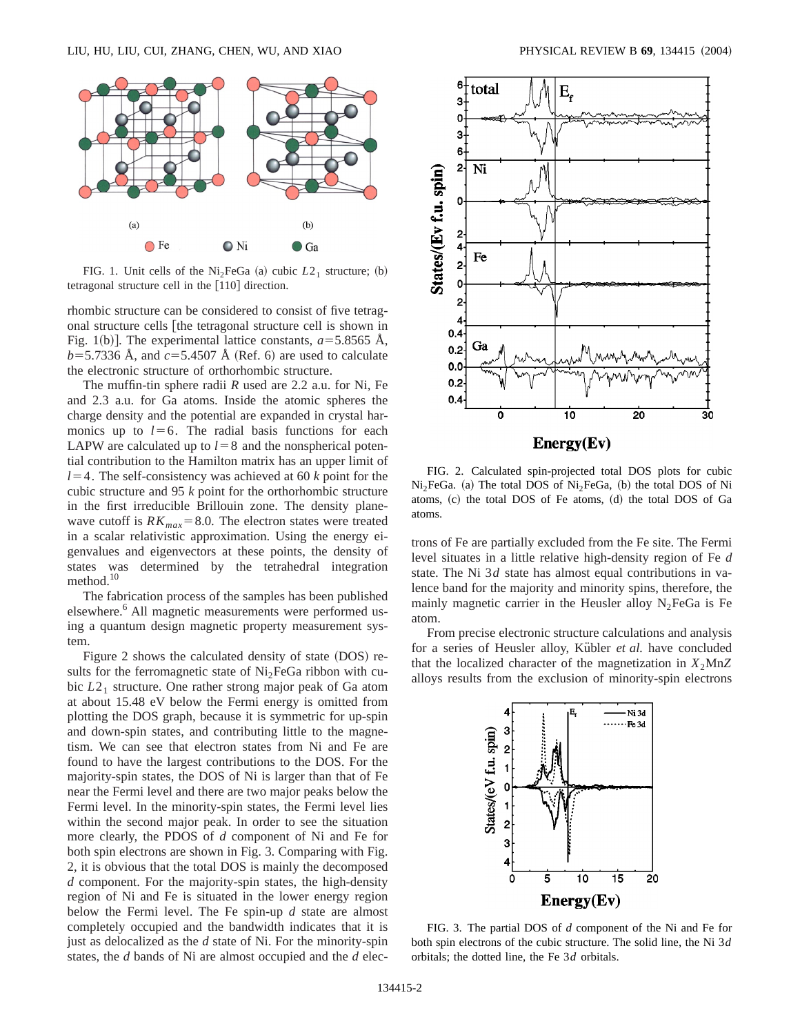FIG. 1. Unit cells of the $Ni_2FeGa$ (a) cubic $L2_1$ structure; (b) tetragonal structure cell in the [110] direction.

rhombic structure can be considered to consist of five tetragonal structure cells [the tetragonal structure cell is shown in Fig. 1(b)]. The experimental lattice constants, $a=5.8565$ Å, $b=5.7336$ Å, and $c=5.4507$ Å (Ref. 6) are used to calculate the electronic structure of orthorhombic structure.

The muffin-tin sphere radii $R$ used are 2.2 a.u. for Ni, Fe and 2.3 a.u. for Ga atoms. Inside the atomic spheres the charge density and the potential are expanded in crystal harmonics up to $l=6$. The radial basis functions for each LAPW are calculated up to $l=8$ and the nonspherical potential contribution to the Hamilton matrix has an upper limit of $l=4$. The self-consistency was achieved at 60 $k$ point for the cubic structure and 95 $k$ point for the orthorhombic structure in the first irreducible Brillouin zone. The density plane-wave cutoff is $RK_{max}=8.0$. The electron states were treated in a scalar relativistic approximation. Using the energy eigenvalues and eigenvectors at these points, the density of states was determined by the tetrahedral integration method.[10]

The fabrication process of the samples has been published elsewhere.[6] All magnetic measurements were performed using a quantum design magnetic property measurement system.

Figure 2 shows the calculated density of state (DOS) results for the ferromagnetic state of $Ni_2FeGa$ ribbon with cubic $L2_1$ structure. One rather strong major peak of Ga atom at about 15.48 eV below the Fermi energy is omitted from plotting the DOS graph, because it is symmetric for up-spin and down-spin states, and contributing little to the magnetism. We can see that electron states from Ni and Fe are found to have the largest contributions to the DOS. For the majority-spin states, the DOS of Ni is larger than that of Fe near the Fermi level and there are two major peaks below the Fermi level. In the minority-spin states, the Fermi level lies within the second major peak. In order to see the situation more clearly, the PDOS of $d$ component of Ni and Fe for both spin electrons are shown in Fig. 3. Comparing with Fig. 2, it is obvious that the total DOS is mainly the decomposed $d$ component. For the majority-spin states, the high-density region of Ni and Fe is situated in the lower energy region below the Fermi level. The Fe spin-up $d$ state are almost completely occupied and the bandwidth indicates that it is just as delocalized as the $d$ state of Ni. For the minority-spin states, the $d$ bands of Ni are almost occupied and the $d$ electrons of Fe are partially excluded from the Fe site. The Fermi level situates in a little relative high-density region of Fe $d$ state. The Ni 3$d$ state has almost equal contributions in valence band for the majority and minority spins, therefore, the mainly magnetic carrier in the Heusler alloy $N_2FeGa$ is Fe atom.

FIG. 2. Calculated spin-projected total DOS plots for cubic $Ni_2FeGa$. (a) The total DOS of $Ni_2FeGa$, (b) the total DOS of Ni atoms, (c) the total DOS of Fe atoms, (d) the total DOS of Ga atoms.

From precise electronic structure calculations and analysis for a series of Heusler alloy, Kübler *et al.* have concluded that the localized character of the magnetization in $X_2MnZ$ alloys results from the exclusion of minority-spin electrons

FIG. 3. The partial DOS of $d$ component of the Ni and Fe for both spin electrons of the cubic structure. The solid line, the Ni 3$d$ orbitals; the dotted line, the Fe 3$d$ orbitals.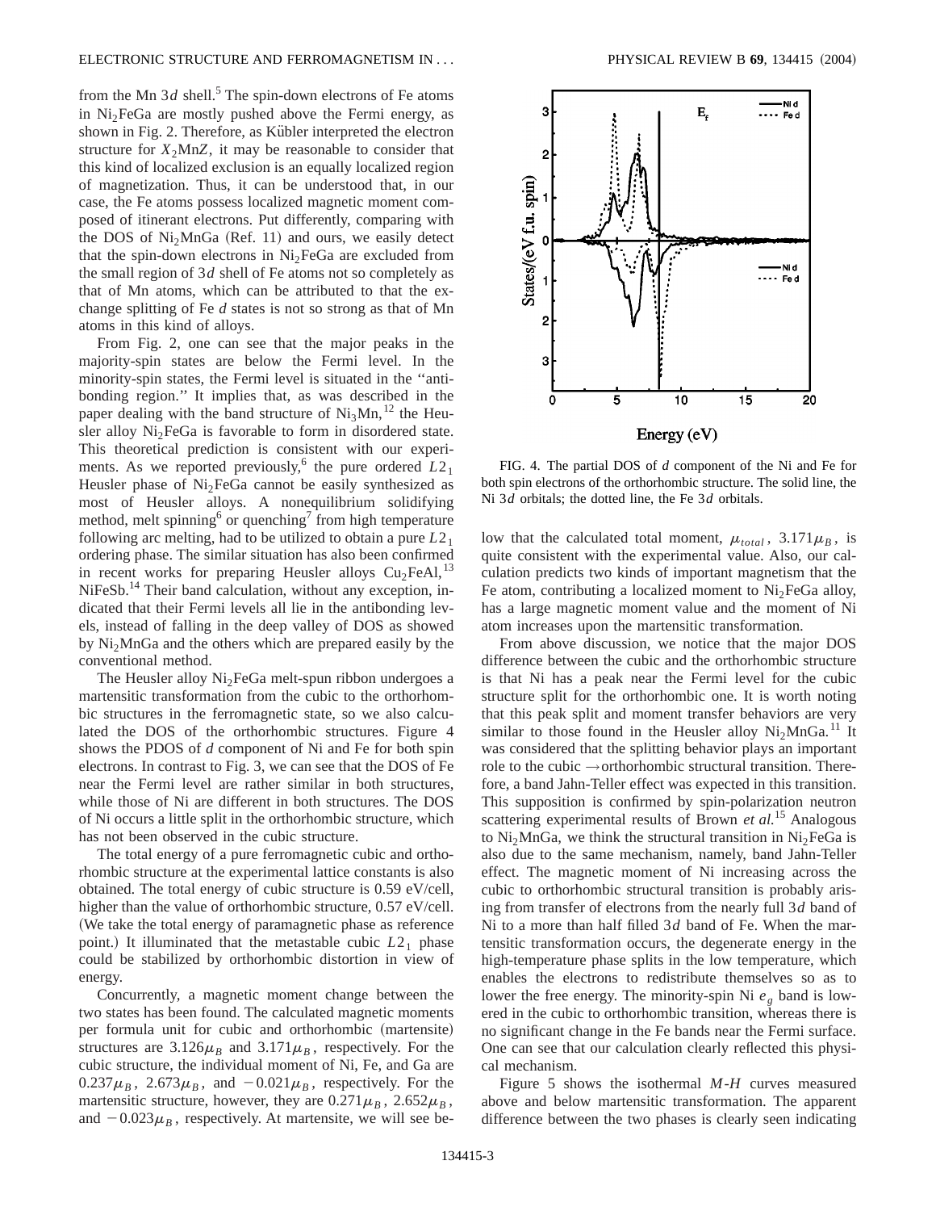from the Mn $3d$ shell.[5] The spin-down electrons of Fe atoms in $Ni_2FeGa$ are mostly pushed above the Fermi energy, as shown in Fig. 2. Therefore, as Kübler interpreted the electron structure for $X_2MnZ$, it may be reasonable to consider that this kind of localized exclusion is an equally localized region of magnetization. Thus, it can be understood that, in our case, the Fe atoms possess localized magnetic moment composed of itinerant electrons. Put differently, comparing with the DOS of $Ni_2MnGa$ (Ref. 11) and ours, we easily detect that the spin-down electrons in $Ni_2FeGa$ are excluded from the small region of $3d$ shell of Fe atoms not so completely as that of Mn atoms, which can be attributed to that the exchange splitting of Fe $d$ states is not so strong as that of Mn atoms in this kind of alloys.

From Fig. 2, one can see that the major peaks in the majority-spin states are below the Fermi level. In the minority-spin states, the Fermi level is situated in the "antibonding region." It implies that, as was described in the paper dealing with the band structure of $Ni_3Mn$,[12] the Heusler alloy $Ni_2FeGa$ is favorable to form in disordered state. This theoretical prediction is consistent with our experiments. As we reported previously,[6] the pure ordered $L2_1$ Heusler phase of $Ni_2FeGa$ cannot be easily synthesized as most of Heusler alloys. A nonequilibrium solidifying method, melt spinning[6] or quenching[7] from high temperature following arc melting, had to be utilized to obtain a pure $L2_1$ ordering phase. The similar situation has also been confirmed in recent works for preparing Heusler alloys $Cu_2FeAl$,[13] NiFeSb.[14] Their band calculation, without any exception, indicated that their Fermi levels all lie in the antibonding levels, instead of falling in the deep valley of DOS as showed by $Ni_2MnGa$ and the others which are prepared easily by the conventional method.

The Heusler alloy $Ni_2FeGa$ melt-spun ribbon undergoes a martensitic transformation from the cubic to the orthorhombic structures in the ferromagnetic state, so we also calculated the DOS of the orthorhombic structures. Figure 4 shows the PDOS of $d$ component of Ni and Fe for both spin electrons. In contrast to Fig. 3, we can see that the DOS of Fe near the Fermi level are rather similar in both structures, while those of Ni are different in both structures. The DOS of Ni occurs a little split in the orthorhombic structure, which has not been observed in the cubic structure.

The total energy of a pure ferromagnetic cubic and orthorhombic structure at the experimental lattice constants is also obtained. The total energy of cubic structure is 0.59 eV/cell, higher than the value of orthorhombic structure, 0.57 eV/cell. (We take the total energy of paramagnetic phase as reference point.) It illuminated that the metastable cubic $L2_1$ phase could be stabilized by orthorhombic distortion in view of energy.

Concurrently, a magnetic moment change between the two states has been found. The calculated magnetic moments per formula unit for cubic and orthorhombic (martensite) structures are $3.126\mu_B$ and $3.171\mu_B$, respectively. For the cubic structure, the individual moment of Ni, Fe, and Ga are $0.237\mu_B$, $2.673\mu_B$, and $-0.021\mu_B$, respectively. For the martensitic structure, however, they are $0.271\mu_B$, $2.652\mu_B$, and $-0.023\mu_B$, respectively. At martensite, we will see below that the calculated total moment, $\mu_{total}$, $3.171\mu_B$, is quite consistent with the experimental value. Also, our calculation predicts two kinds of important magnetism that the Fe atom, contributing a localized moment to $Ni_2FeGa$ alloy, has a large magnetic moment value and the moment of Ni atom increases upon the martensitic transformation.

FIG. 4. The partial DOS of $d$ component of the Ni and Fe for both spin electrons of the orthorhombic structure. The solid line, the Ni $3d$ orbitals; the dotted line, the Fe $3d$ orbitals.

From above discussion, we notice that the major DOS difference between the cubic and the orthorhombic structure is that Ni has a peak near the Fermi level for the cubic structure split for the orthorhombic one. It is worth noting that this peak split and moment transfer behaviors are very similar to those found in the Heusler alloy $Ni_2MnGa$.[11] It was considered that the splitting behavior plays an important role to the cubic $\rightarrow$orthorhombic structural transition. Therefore, a band Jahn-Teller effect was expected in this transition. This supposition is confirmed by spin-polarization neutron scattering experimental results of Brown *et al.*[15] Analogous to $Ni_2MnGa$, we think the structural transition in $Ni_2FeGa$ is also due to the same mechanism, namely, band Jahn-Teller effect. The magnetic moment of Ni increasing across the cubic to orthorhombic structural transition is probably arising from transfer of electrons from the nearly full $3d$ band of Ni to a more than half filled $3d$ band of Fe. When the martensitic transformation occurs, the degenerate energy in the high-temperature phase splits in the low temperature, which enables the electrons to redistribute themselves so as to lower the free energy. The minority-spin Ni $e_g$ band is lowered in the cubic to orthorhombic transition, whereas there is no significant change in the Fe bands near the Fermi surface. One can see that our calculation clearly reflected this physical mechanism.

Figure 5 shows the isothermal $M$-$H$ curves measured above and below martensitic transformation. The apparent difference between the two phases is clearly seen indicating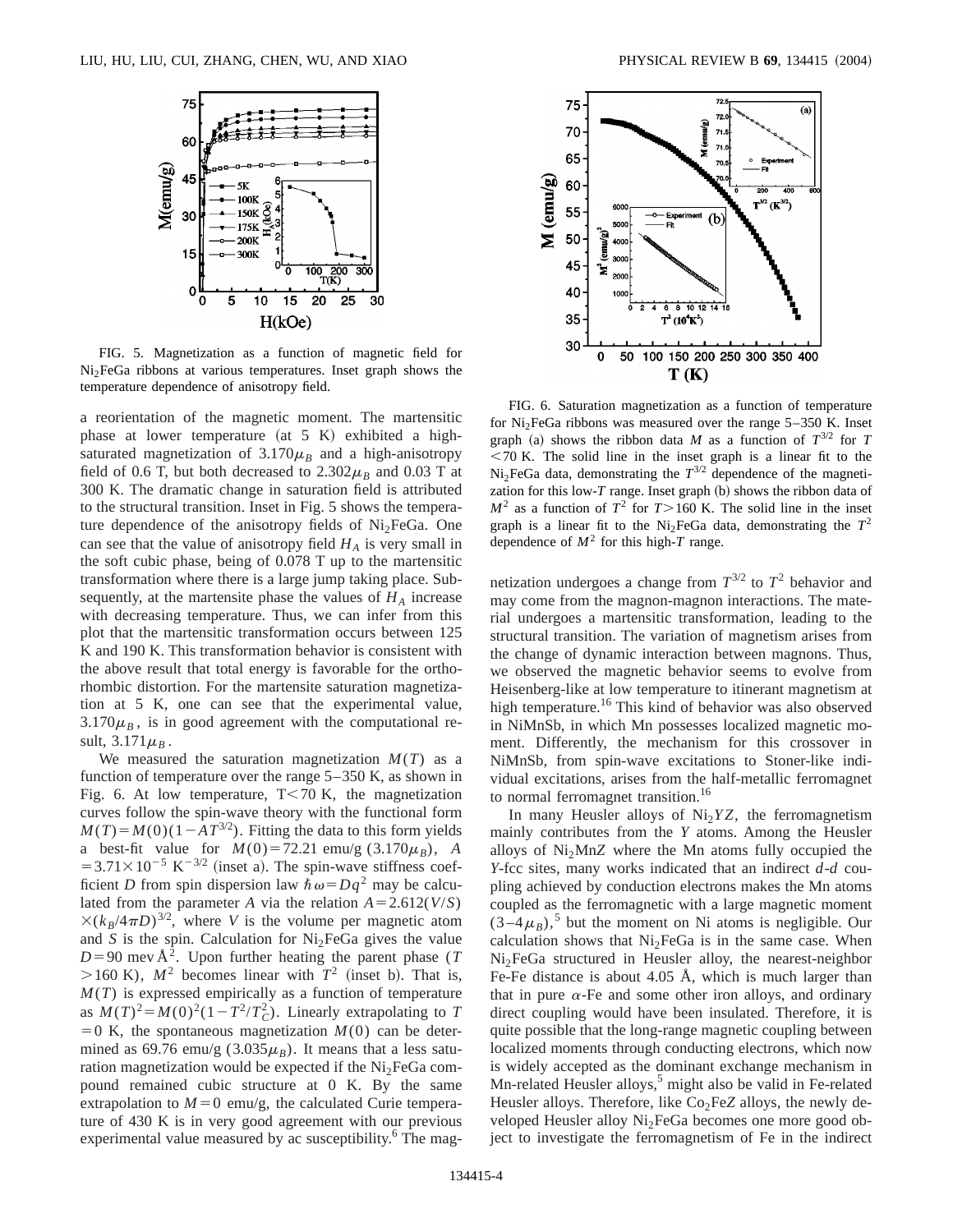FIG. 5. Magnetization as a function of magnetic field for $Ni_2FeGa$ ribbons at various temperatures. Inset graph shows the temperature dependence of anisotropy field.

a reorientation of the magnetic moment. The martensitic phase at lower temperature (at 5 K) exhibited a high-saturated magnetization of $3.170\mu_B$ and a high-anisotropy field of 0.6 T, but both decreased to $2.302\mu_B$ and 0.03 T at 300 K. The dramatic change in saturation field is attributed to the structural transition. Inset in Fig. 5 shows the temperature dependence of the anisotropy fields of $Ni_2FeGa$. One can see that the value of anisotropy field $H_A$ is very small in the soft cubic phase, being of 0.078 T up to the martensitic transformation where there is a large jump taking place. Subsequently, at the martensite phase the values of $H_A$ increase with decreasing temperature. Thus, we can infer from this plot that the martensitic transformation occurs between 125 K and 190 K. This transformation behavior is consistent with the above result that total energy is favorable for the orthorhombic distortion. For the martensite saturation magnetization at 5 K, one can see that the experimental value, $3.170\mu_B$, is in good agreement with the computational result, $3.171\mu_B$.

We measured the saturation magnetization $M(T)$ as a function of temperature over the range 5–350 K, as shown in Fig. 6. At low temperature, $T<70$ K, the magnetization curves follow the spin-wave theory with the functional form $M(T)=M(0)(1-AT^{3/2})$. Fitting the data to this form yields a best-fit value for $M(0)=72.21$ emu/g ($3.170\mu_B$), $A=3.71\times10^{-5}$ $K^{-3/2}$ (inset a). The spin-wave stiffness coefficient $D$ from spin dispersion law $\hbar\omega=Dq^2$ may be calculated from the parameter $A$ via the relation $A=2.612(V/S)\times(k_B/4\pi D)^{3/2}$, where $V$ is the volume per magnetic atom and $S$ is the spin. Calculation for $Ni_2FeGa$ gives the value $D=90$ mev Å$^2$. Upon further heating the parent phase ($T>160$ K), $M^2$ becomes linear with $T^2$ (inset b). That is, $M(T)$ is expressed empirically as a function of temperature as $M(T)^2=M(0)^2(1-T^2/T_C^2)$. Linearly extrapolating to $T=0$ K, the spontaneous magnetization $M(0)$ can be determined as 69.76 emu/g ($3.035\mu_B$). It means that a less saturation magnetization would be expected if the $Ni_2FeGa$ compound remained cubic structure at 0 K. By the same extrapolation to $M=0$ emu/g, the calculated Curie temperature of 430 K is in very good agreement with our previous experimental value measured by ac susceptibility.[6] The magnetization undergoes a change from $T^{3/2}$ to $T^2$ behavior and may come from the magnon-magnon interactions. The material undergoes a martensitic transformation, leading to the structural transition. The variation of magnetism arises from the change of dynamic interaction between magnons. Thus, we observed the magnetic behavior seems to evolve from Heisenberg-like at low temperature to itinerant magnetism at high temperature.[16] This kind of behavior was also observed in NiMnSb, in which Mn possesses localized magnetic moment. Differently, the mechanism for this crossover in NiMnSb, from spin-wave excitations to Stoner-like individual excitations, arises from the half-metallic ferromagnet to normal ferromagnet transition.[16]

FIG. 6. Saturation magnetization as a function of temperature for $Ni_2FeGa$ ribbons was measured over the range 5–350 K. Inset graph (a) shows the ribbon data $M$ as a function of $T^{3/2}$ for $T<70$ K. The solid line in the inset graph is a linear fit to the $Ni_2FeGa$ data, demonstrating the $T^{3/2}$ dependence of the magnetization for this low-$T$ range. Inset graph (b) shows the ribbon data of $M^2$ as a function of $T^2$ for $T>160$ K. The solid line in the inset graph is a linear fit to the $Ni_2FeGa$ data, demonstrating the $T^2$ dependence of $M^2$ for this high-$T$ range.

In many Heusler alloys of $Ni_2YZ$, the ferromagnetism mainly contributes from the $Y$ atoms. Among the Heusler alloys of $Ni_2MnZ$ where the Mn atoms fully occupied the $Y$-fcc sites, many works indicated that an indirect $d$-$d$ coupling achieved by conduction electrons makes the Mn atoms coupled as the ferromagnetic with a large magnetic moment ($3-4\mu_B$),[5] but the moment on Ni atoms is negligible. Our calculation shows that $Ni_2FeGa$ is in the same case. When $Ni_2FeGa$ structured in Heusler alloy, the nearest-neighbor Fe-Fe distance is about 4.05 Å, which is much larger than that in pure $\alpha$-Fe and some other iron alloys, and ordinary direct coupling would have been insulated. Therefore, it is quite possible that the long-range magnetic coupling between localized moments through conducting electrons, which now is widely accepted as the dominant exchange mechanism in Mn-related Heusler alloys,[5] might also be valid in Fe-related Heusler alloys. Therefore, like $Co_2FeZ$ alloys, the newly developed Heusler alloy $Ni_2FeGa$ becomes one more good object to investigate the ferromagnetism of Fe in the indirect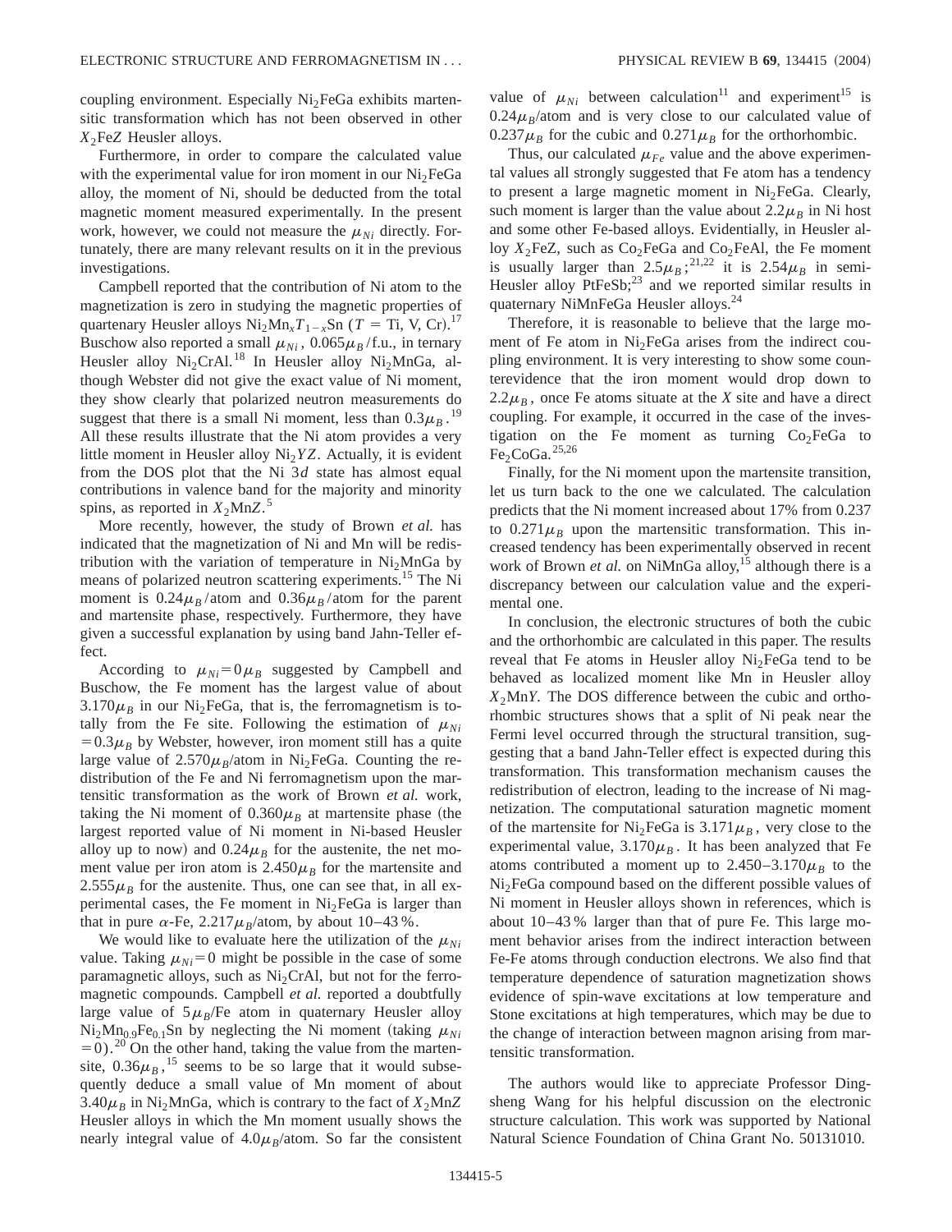coupling environment. Especially $Ni_2FeGa$ exhibits martensitic transformation which has not been observed in other $X_2FeZ$ Heusler alloys.

Furthermore, in order to compare the calculated value with the experimental value for iron moment in our $Ni_2FeGa$ alloy, the moment of Ni, should be deducted from the total magnetic moment measured experimentally. In the present work, however, we could not measure the $\mu_{Ni}$ directly. Fortunately, there are many relevant results on it in the previous investigations.

Campbell reported that the contribution of Ni atom to the magnetization is zero in studying the magnetic properties of quaternary Heusler alloys $Ni_2Mn_xT_{1-x}Sn$ ($T$ = Ti, V, Cr).[17] Buschow also reported a small $\mu_{Ni}$, $0.065\mu_B$/f.u., in ternary Heusler alloy $Ni_2CrAl$.[18] In Heusler alloy $Ni_2MnGa$, although Webster did not give the exact value of Ni moment, they show clearly that polarized neutron measurements do suggest that there is a small Ni moment, less than $0.3\mu_B$.[19] All these results illustrate that the Ni atom provides a very little moment in Heusler alloy $Ni_2YZ$. Actually, it is evident from the DOS plot that the Ni 3$d$ state has almost equal contributions in valence band for the majority and minority spins, as reported in $X_2MnZ$.[5]

More recently, however, the study of Brown *et al.* has indicated that the magnetization of Ni and Mn will be redistribution with the variation of temperature in $Ni_2MnGa$ by means of polarized neutron scattering experiments.[15] The Ni moment is $0.24\mu_B$/atom and $0.36\mu_B$/atom for the parent and martensite phase, respectively. Furthermore, they have given a successful explanation by using band Jahn-Teller effect.

According to $\mu_{Ni}=0\mu_B$ suggested by Campbell and Buschow, the Fe moment has the largest value of about $3.170\mu_B$ in our $Ni_2FeGa$, that is, the ferromagnetism is totally from the Fe site. Following the estimation of $\mu_{Ni}=0.3\mu_B$ by Webster, however, iron moment still has a quite large value of $2.570\mu_B$/atom in $Ni_2FeGa$. Counting the redistribution of the Fe and Ni ferromagnetism upon the martensitic transformation as the work of Brown *et al.* work, taking the Ni moment of $0.360\mu_B$ at martensite phase (the largest reported value of Ni moment in Ni-based Heusler alloy up to now) and $0.24\mu_B$ for the austenite, the net moment value per iron atom is $2.450\mu_B$ for the martensite and $2.555\mu_B$ for the austenite. Thus, one can see that, in all experimental cases, the Fe moment in $Ni_2FeGa$ is larger than that in pure $\alpha$-Fe, $2.217\mu_B$/atom, by about 10–43 %.

We would like to evaluate here the utilization of the $\mu_{Ni}$ value. Taking $\mu_{Ni}=0$ might be possible in the case of some paramagnetic alloys, such as $Ni_2CrAl$, but not for the ferromagnetic compounds. Campbell *et al.* reported a doubtfully large value of $5\mu_B$/Fe atom in quaternary Heusler alloy $Ni_2Mn_{0.9}Fe_{0.1}Sn$ by neglecting the Ni moment (taking $\mu_{Ni}=0$).[20] On the other hand, taking the value from the martensite, $0.36\mu_B$,[15] seems to be so large that it would subsequently deduce a small value of Mn moment of about $3.40\mu_B$ in $Ni_2MnGa$, which is contrary to the fact of $X_2MnZ$ Heusler alloys in which the Mn moment usually shows the nearly integral value of $4.0\mu_B$/atom. So far the consistent value of $\mu_{Ni}$ between calculation[11] and experiment[15] is $0.24\mu_B$/atom and is very close to our calculated value of $0.237\mu_B$ for the cubic and $0.271\mu_B$ for the orthorhombic.

Thus, our calculated $\mu_{Fe}$ value and the above experimental values all strongly suggested that Fe atom has a tendency to present a large magnetic moment in $Ni_2FeGa$. Clearly, such moment is larger than the value about $2.2\mu_B$ in Ni host and some other Fe-based alloys. Evidentially, in Heusler alloy $X_2FeZ$, such as $Co_2FeGa$ and $Co_2FeAl$, the Fe moment is usually larger than $2.5\mu_B$;[21,22] it is $2.54\mu_B$ in semi-Heusler alloy PtFeSb;[23] and we reported similar results in quaternary NiMnFeGa Heusler alloys.[24]

Therefore, it is reasonable to believe that the large moment of Fe atom in $Ni_2FeGa$ arises from the indirect coupling environment. It is very interesting to show some counterevidence that the iron moment would drop down to $2.2\mu_B$, once Fe atoms situate at the $X$ site and have a direct coupling. For example, it occurred in the case of the investigation on the Fe moment as turning $Co_2FeGa$ to $Fe_2CoGa$.[25,26]

Finally, for the Ni moment upon the martensite transition, let us turn back to the one we calculated. The calculation predicts that the Ni moment increased about 17% from 0.237 to $0.271\mu_B$ upon the martensitic transformation. This increased tendency has been experimentally observed in recent work of Brown *et al.* on NiMnGa alloy,[15] although there is a discrepancy between our calculation value and the experimental one.

In conclusion, the electronic structures of both the cubic and the orthorhombic are calculated in this paper. The results reveal that Fe atoms in Heusler alloy $Ni_2FeGa$ tend to be behaved as localized moment like Mn in Heusler alloy $X_2MnY$. The DOS difference between the cubic and orthorhombic structures shows that a split of Ni peak near the Fermi level occurred through the structural transition, suggesting that a band Jahn-Teller effect is expected during this transformation. This transformation mechanism causes the redistribution of electron, leading to the increase of Ni magnetization. The computational saturation magnetic moment of the martensite for $Ni_2FeGa$ is $3.171\mu_B$, very close to the experimental value, $3.170\mu_B$. It has been analyzed that Fe atoms contributed a moment up to $2.450$–$3.170\mu_B$ to the $Ni_2FeGa$ compound based on the different possible values of Ni moment in Heusler alloys shown in references, which is about 10–43 % larger than that of pure Fe. This large moment behavior arises from the indirect interaction between Fe-Fe atoms through conduction electrons. We also find that temperature dependence of saturation magnetization shows evidence of spin-wave excitations at low temperature and Stone excitations at high temperatures, which may be due to the change of interaction between magnon arising from martensitic transformation.

The authors would like to appreciate Professor Dingsheng Wang for his helpful discussion on the electronic structure calculation. This work was supported by National Natural Science Foundation of China Grant No. 50131010.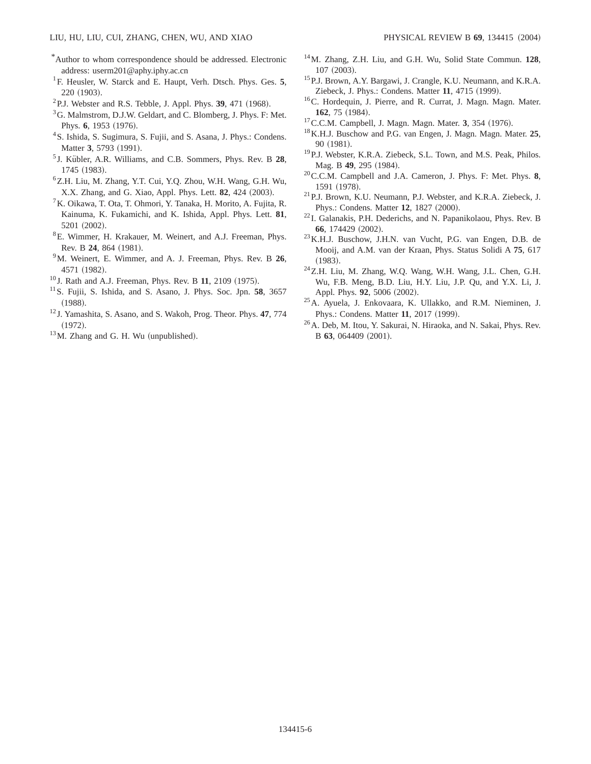*Author to whom correspondence should be addressed. Electronic address: userm201@aphy.iphy.ac.cn

[1] F. Heusler, W. Starck and E. Haupt, Verh. Dtsch. Phys. Ges. **5**, 220 (1903).

[2] P.J. Webster and R.S. Tebble, J. Appl. Phys. **39**, 471 (1968).

[3] G. Malmstrom, D.J.W. Geldart, and C. Blomberg, J. Phys. F: Met. Phys. **6**, 1953 (1976).

[4] S. Ishida, S. Sugimura, S. Fujii, and S. Asana, J. Phys.: Condens. Matter **3**, 5793 (1991).

[5] J. Kübler, A.R. Williams, and C.B. Sommers, Phys. Rev. B **28**, 1745 (1983).

[6] Z.H. Liu, M. Zhang, Y.T. Cui, Y.Q. Zhou, W.H. Wang, G.H. Wu, X.X. Zhang, and G. Xiao, Appl. Phys. Lett. **82**, 424 (2003).

[7] K. Oikawa, T. Ota, T. Ohmori, Y. Tanaka, H. Morito, A. Fujita, R. Kainuma, K. Fukamichi, and K. Ishida, Appl. Phys. Lett. **81**, 5201 (2002).

[8] E. Wimmer, H. Krakauer, M. Weinert, and A.J. Freeman, Phys. Rev. B **24**, 864 (1981).

[9] M. Weinert, E. Wimmer, and A. J. Freeman, Phys. Rev. B **26**, 4571 (1982).

[10] J. Rath and A.J. Freeman, Phys. Rev. B **11**, 2109 (1975).

[11] S. Fujii, S. Ishida, and S. Asano, J. Phys. Soc. Jpn. **58**, 3657 (1988).

[12] J. Yamashita, S. Asano, and S. Wakoh, Prog. Theor. Phys. **47**, 774 (1972).

[13] M. Zhang and G. H. Wu (unpublished).

[14] M. Zhang, Z.H. Liu, and G.H. Wu, Solid State Commun. **128**, 107 (2003).

[15] P.J. Brown, A.Y. Bargawi, J. Crangle, K.U. Neumann, and K.R.A. Ziebeck, J. Phys.: Condens. Matter **11**, 4715 (1999).

[16] C. Hordequin, J. Pierre, and R. Currat, J. Magn. Magn. Mater. **162**, 75 (1984).

[17] C.C.M. Campbell, J. Magn. Magn. Mater. **3**, 354 (1976).

[18] K.H.J. Buschow and P.G. van Engen, J. Magn. Magn. Mater. **25**, 90 (1981).

[19] P.J. Webster, K.R.A. Ziebeck, S.L. Town, and M.S. Peak, Philos. Mag. B **49**, 295 (1984).

[20] C.C.M. Campbell and J.A. Cameron, J. Phys. F: Met. Phys. **8**, 1591 (1978).

[21] P.J. Brown, K.U. Neumann, P.J. Webster, and K.R.A. Ziebeck, J. Phys.: Condens. Matter **12**, 1827 (2000).

[22] I. Galanakis, P.H. Dederichs, and N. Papanikolaou, Phys. Rev. B **66**, 174429 (2002).

[23] K.H.J. Buschow, J.H.N. van Vucht, P.G. van Engen, D.B. de Mooij, and A.M. van der Kraan, Phys. Status Solidi A **75**, 617 (1983).

[24] Z.H. Liu, M. Zhang, W.Q. Wang, W.H. Wang, J.L. Chen, G.H. Wu, F.B. Meng, B.D. Liu, H.Y. Liu, J.P. Qu, and Y.X. Li, J. Appl. Phys. **92**, 5006 (2002).

[25] A. Ayuela, J. Enkovaara, K. Ullakko, and R.M. Nieminen, J. Phys.: Condens. Matter **11**, 2017 (1999).

[26] A. Deb, M. Itou, Y. Sakurai, N. Hiraoka, and N. Sakai, Phys. Rev. B **63**, 064409 (2001).